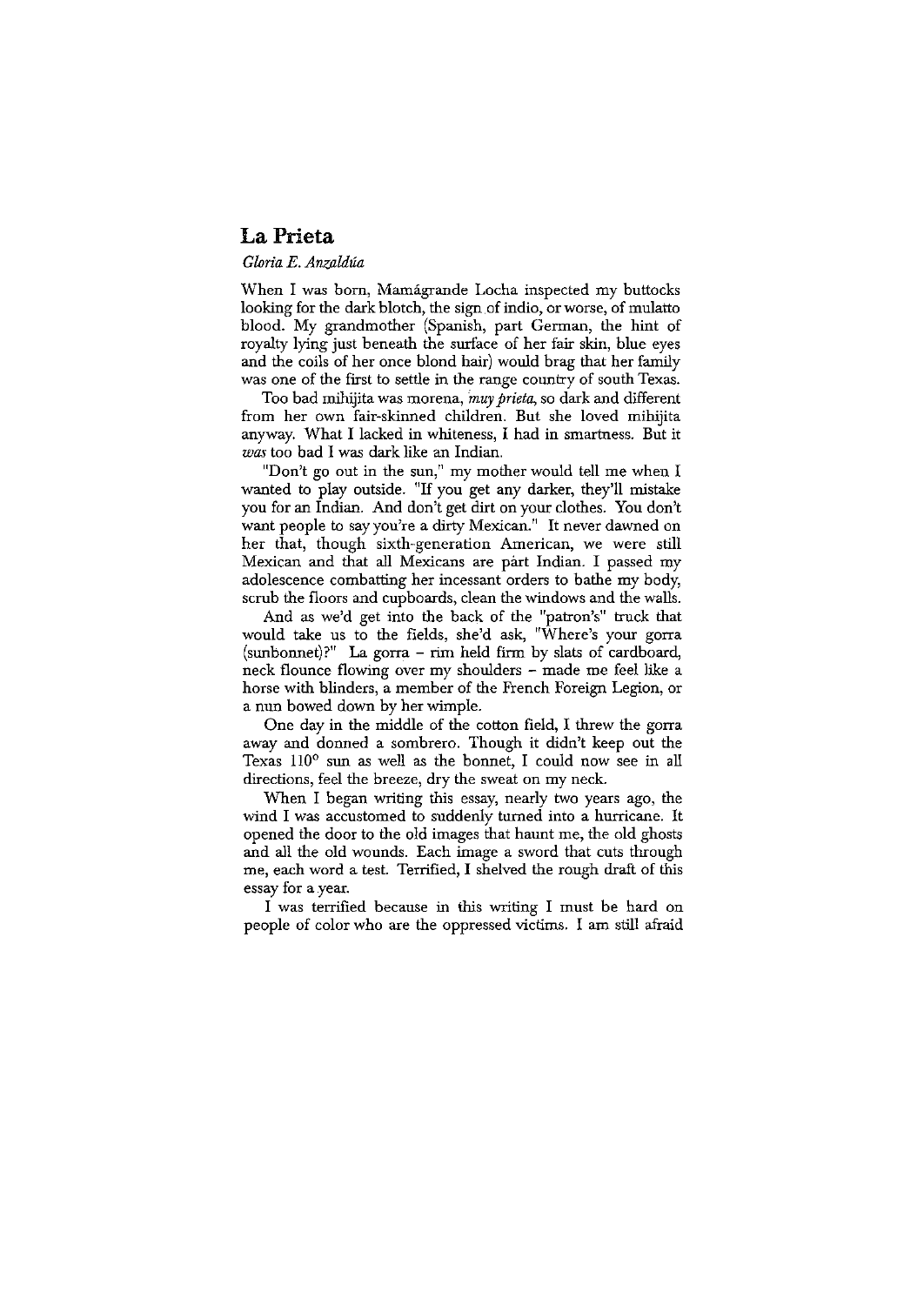# La Prieta

*Gloria E. Anzaldúa*

When I was born, Mamágrande Locha inspected my buttocks looking for the dark blotch, the sign of indio, or worse, of mulatto blood. My grandmother (Spanish, part German, the hint of royalty lying just beneath the surface of her fair skin, blue eyes and the coils of her once blond hair) would brag that her family was one of the first to settle in the range country of south Texas.

Too bad mihijita was morena, *muy prieta*, so dark and different from her own fair-skinned children. But she loved mihijita anyway. What I lacked in whiteness, I had in smartness. But it *was* too bad I was dark like an Indian.

"Don't go out in the sun," my mother would tell me when I wanted to play outside. "If you get any darker, they'll mistake you for an Indian. And don't get dirt on your clothes. You don't want people to say you're a dirty Mexican." It never dawned on her that, though sixth-generation American, we were still Mexican and that all Mexicans are part Indian. I passed my adolescence combatting her incessant orders to bathe my body, scrub the floors and cupboards, clean the windows and the walls.

And as we'd get into the back of the "patron's" truck that would take us to the fields, she'd ask, "Where's your gorra (sunbonnet)?" La gorra – rim held firm by slats of cardboard, neck flounce flowing over my shoulders – made me feel like a horse with blinders, a member of the French Foreign Legion, or a nun bowed down by her wimple.

One day in the middle of the cotton field, I threw the gorra away and donned a sombrero. Though it didn't keep out the Texas 110° sun as well as the bonnet, I could now see in all directions, feel the breeze, dry the sweat on my neck.

When I began writing this essay, nearly two years ago, the wind I was accustomed to suddenly turned into a hurricane. It opened the door to the old images that haunt me, the old ghosts and all the old wounds. Each image a sword that cuts through me, each word a test. Terrified, I shelved the rough draft of this essay for a year.

I was terrified because in this writing I must be hard on people of color who are the oppressed victims. I am still afraid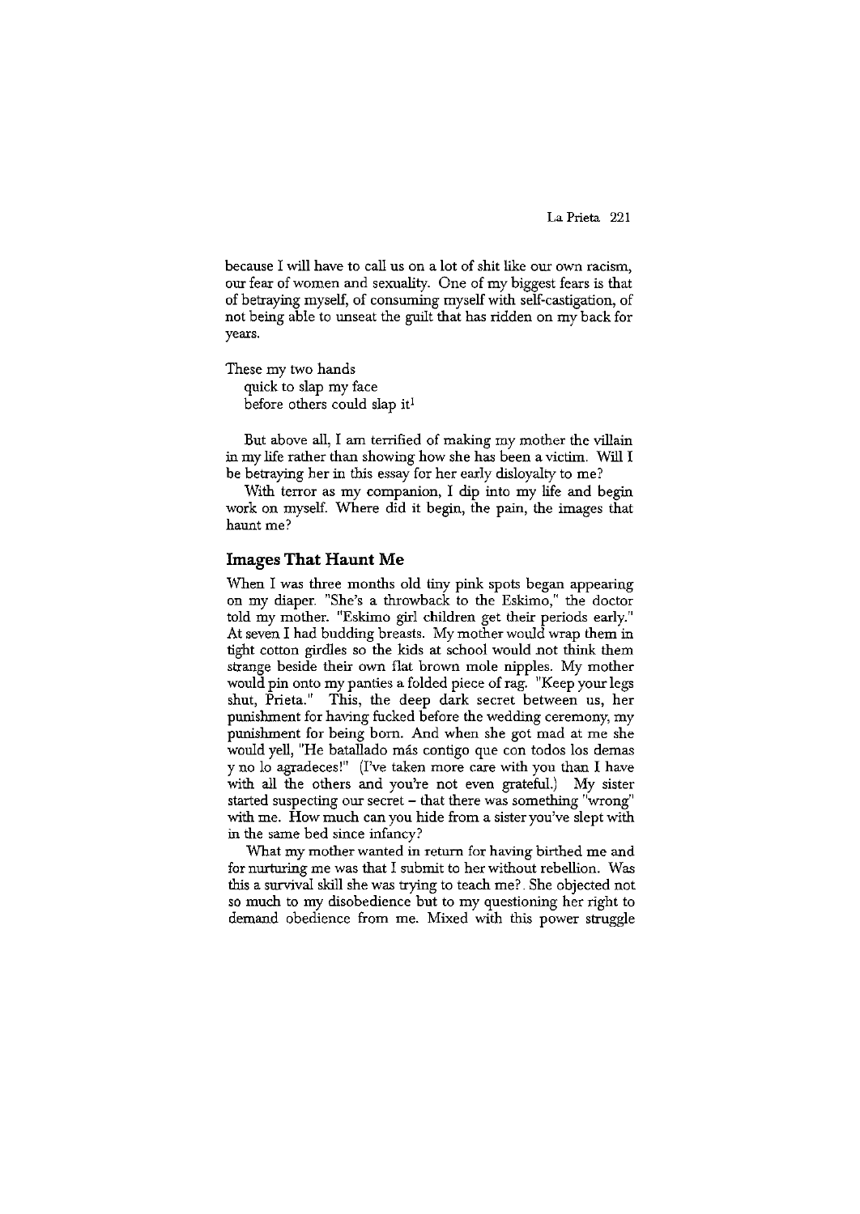because I will have to call us on a lot of shit like our own racism, our fear of women and sexuality. One of my biggest fears is that of betraying myself, of consuming myself with self-castigation, of not being able to unseat the guilt that has ridden on my back for years.

These my two hands  
quick to slap my face  
before others could slap it[1]

But above all, I am terrified of making my mother the villain in my life rather than showing how she has been a victim. Will I be betraying her in this essay for her early disloyalty to me?

With terror as my companion, I dip into my life and begin work on myself. Where did it begin, the pain, the images that haunt me?

## Images That Haunt Me

When I was three months old tiny pink spots began appearing on my diaper. "She's a throwback to the Eskimo," the doctor told my mother. "Eskimo girl children get their periods early." At seven I had budding breasts. My mother would wrap them in tight cotton girdles so the kids at school would not think them strange beside their own flat brown mole nipples. My mother would pin onto my panties a folded piece of rag. "Keep your legs shut, Prieta." This, the deep dark secret between us, her punishment for having fucked before the wedding ceremony, my punishment for being born. And when she got mad at me she would yell, "He batallado más contigo que con todos los demas y no lo agradeces!" (I've taken more care with you than I have with all the others and you're not even grateful.) My sister started suspecting our secret – that there was something "wrong" with me. How much can you hide from a sister you've slept with in the same bed since infancy?

What my mother wanted in return for having birthed me and for nurturing me was that I submit to her without rebellion. Was this a survival skill she was trying to teach me?. She objected not so much to my disobedience but to my questioning her right to demand obedience from me. Mixed with this power struggle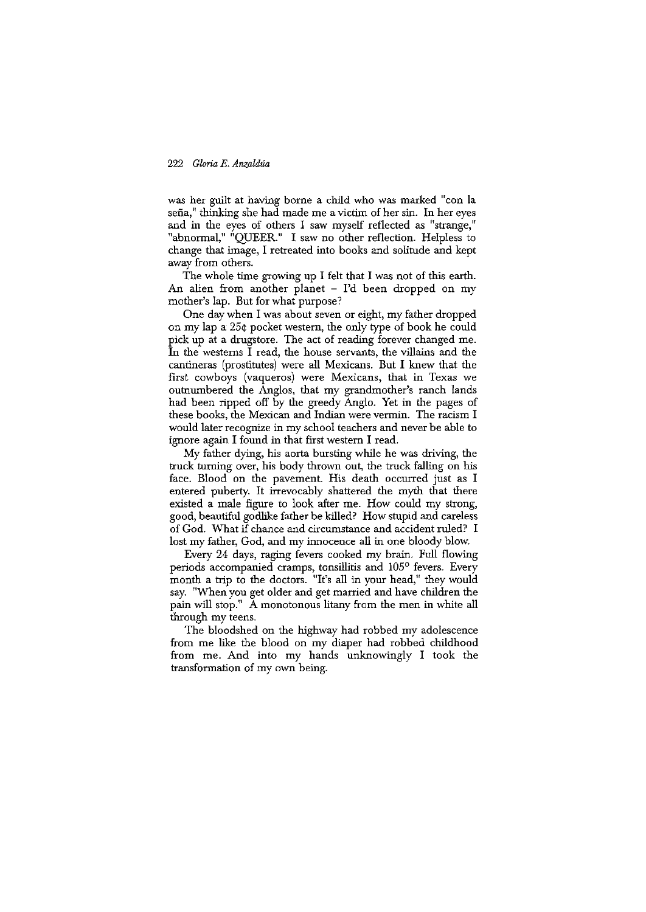was her guilt at having borne a child who was marked "con la seña," thinking she had made me a victim of her sin. In her eyes and in the eyes of others I saw myself reflected as "strange," "abnormal," "QUEER." I saw no other reflection. Helpless to change that image, I retreated into books and solitude and kept away from others.

The whole time growing up I felt that I was not of this earth. An alien from another planet – I'd been dropped on my mother's lap. But for what purpose?

One day when I was about seven or eight, my father dropped on my lap a 25¢ pocket western, the only type of book he could pick up at a drugstore. The act of reading forever changed me. In the westerns I read, the house servants, the villains and the cantineras (prostitutes) were all Mexicans. But I knew that the first cowboys (vaqueros) were Mexicans, that in Texas we outnumbered the Anglos, that my grandmother's ranch lands had been ripped off by the greedy Anglo. Yet in the pages of these books, the Mexican and Indian were vermin. The racism I would later recognize in my school teachers and never be able to ignore again I found in that first western I read.

My father dying, his aorta bursting while he was driving, the truck turning over, his body thrown out, the truck falling on his face. Blood on the pavement. His death occurred just as I entered puberty. It irrevocably shattered the myth that there existed a male figure to look after me. How could my strong, good, beautiful godlike father be killed? How stupid and careless of God. What if chance and circumstance and accident ruled? I lost my father, God, and my innocence all in one bloody blow.

Every 24 days, raging fevers cooked my brain. Full flowing periods accompanied cramps, tonsillitis and 105° fevers. Every month a trip to the doctors. "It's all in your head," they would say. "When you get older and get married and have children the pain will stop." A monotonous litany from the men in white all through my teens.

The bloodshed on the highway had robbed my adolescence from me like the blood on my diaper had robbed childhood from me. And into my hands unknowingly I took the transformation of my own being.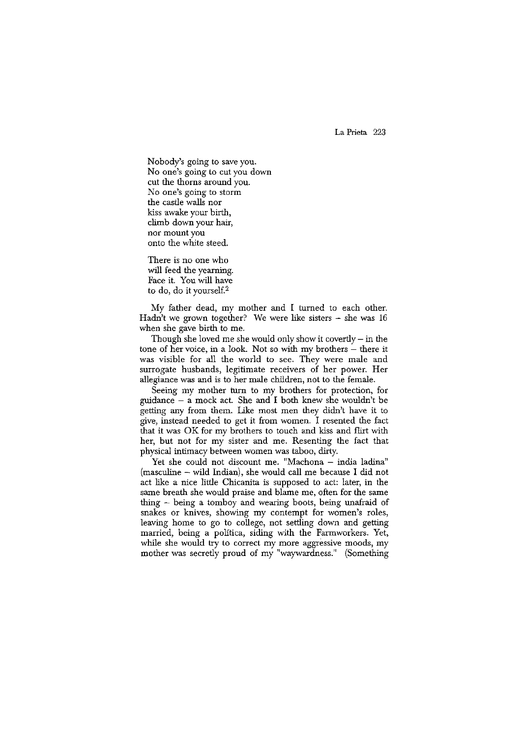Nobody's going to save you.  
No one's going to cut you down  
cut the thorns around you.  
No one's going to storm  
the castle walls nor  
kiss awake your birth,  
climb down your hair,  
nor mount you  
onto the white steed.

There is no one who  
will feed the yearning.  
Face it. You will have  
to do, do it yourself.[2]

My father dead, my mother and I turned to each other. Hadn't we grown together? We were like sisters – she was 16 when she gave birth to me.

Though she loved me she would only show it covertly – in the tone of her voice, in a look. Not so with my brothers – there it was visible for all the world to see. They were male and surrogate husbands, legitimate receivers of her power. Her allegiance was and is to her male children, not to the female.

Seeing my mother turn to my brothers for protection, for guidance – a mock act. She and I both knew she wouldn't be getting any from them. Like most men they didn't have it to give, instead needed to get it from women. I resented the fact that it was OK for my brothers to touch and kiss and flirt with her, but not for my sister and me. Resenting the fact that physical intimacy between women was taboo, dirty.

Yet she could not discount me. "Machona – india ladina" (masculine – wild Indian), she would call me because I did not act like a nice little Chicanita is supposed to act: later, in the same breath she would praise and blame me, often for the same thing – being a tomboy and wearing boots, being unafraid of snakes or knives, showing my contempt for women's roles, leaving home to go to college, not settling down and getting married, being a política, siding with the Farmworkers. Yet, while she would try to correct my more aggressive moods, my mother was secretly proud of my "waywardness." (Something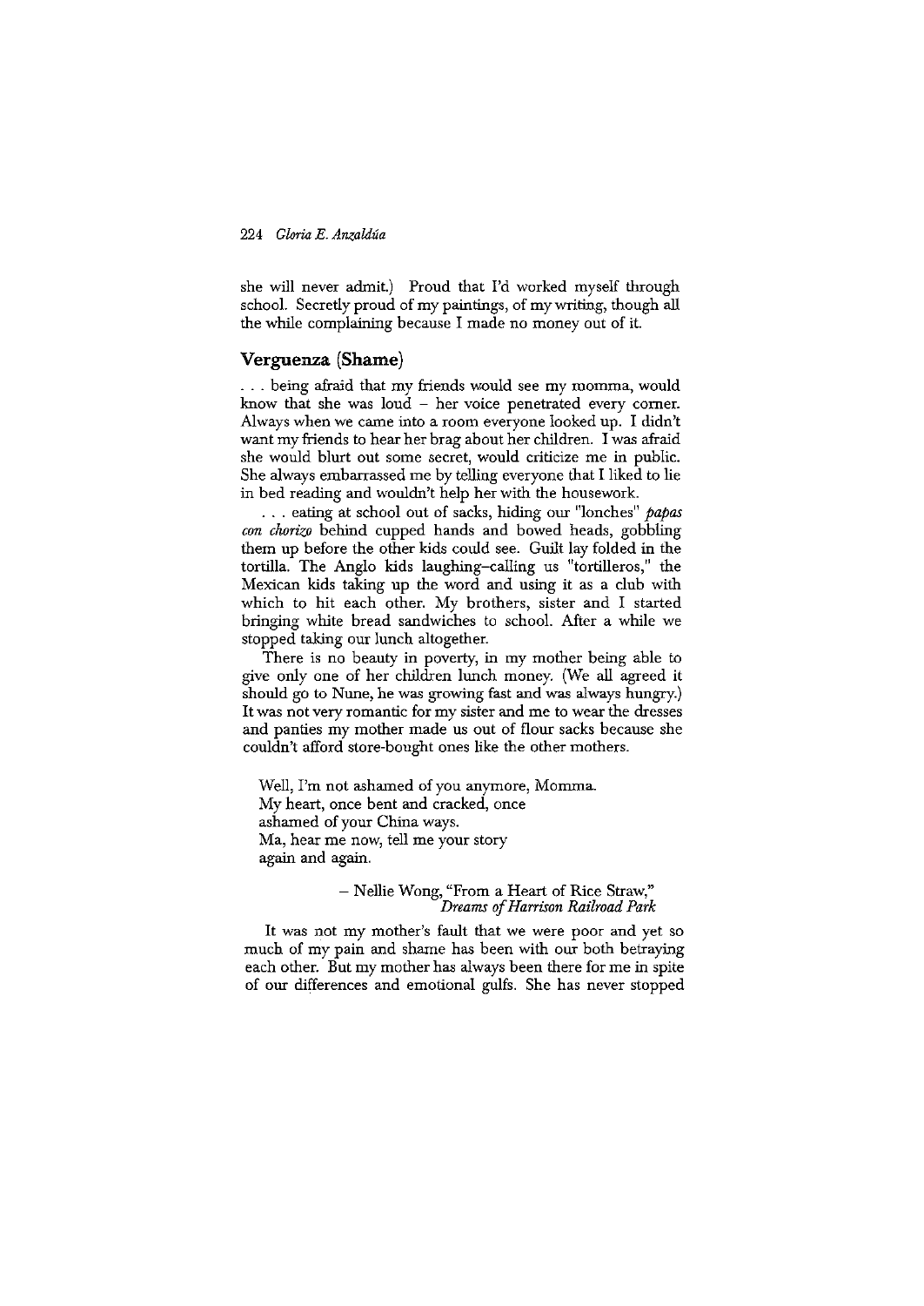she will never admit.) Proud that I'd worked myself through school. Secretly proud of my paintings, of my writing, though all the while complaining because I made no money out of it.

## Verguenza (Shame)

. . . being afraid that my friends would see my momma, would know that she was loud – her voice penetrated every corner. Always when we came into a room everyone looked up. I didn't want my friends to hear her brag about her children. I was afraid she would blurt out some secret, would criticize me in public. She always embarrassed me by telling everyone that I liked to lie in bed reading and wouldn't help her with the housework.

. . . eating at school out of sacks, hiding our "lonches" *papas con chorizo* behind cupped hands and bowed heads, gobbling them up before the other kids could see. Guilt lay folded in the tortilla. The Anglo kids laughing–calling us "tortilleros," the Mexican kids taking up the word and using it as a club with which to hit each other. My brothers, sister and I started bringing white bread sandwiches to school. After a while we stopped taking our lunch altogether.

There is no beauty in poverty, in my mother being able to give only one of her children lunch money. (We all agreed it should go to Nune, he was growing fast and was always hungry.) It was not very romantic for my sister and me to wear the dresses and panties my mother made us out of flour sacks because she couldn't afford store-bought ones like the other mothers.

> Well, I'm not ashamed of you anymore, Momma.
> My heart, once bent and cracked, once
> ashamed of your China ways.
> Ma, hear me now, tell me your story
> again and again.
>
> – Nellie Wong, "From a Heart of Rice Straw," *Dreams of Harrison Railroad Park*

It was not my mother's fault that we were poor and yet so much of my pain and shame has been with our both betraying each other. But my mother has always been there for me in spite of our differences and emotional gulfs. She has never stopped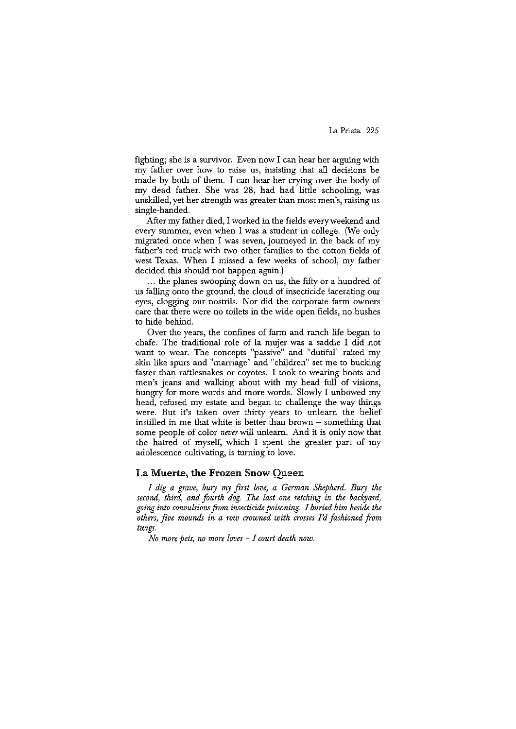fighting; she is a survivor. Even now I can hear her arguing with my father over how to raise us, insisting that all decisions be made by both of them. I can hear her crying over the body of my dead father. She was 28, had had little schooling, was unskilled, yet her strength was greater than most men's, raising us single-handed.

After my father died, I worked in the fields every weekend and every summer, even when I was a student in college. (We only migrated once when I was seven, journeyed in the back of my father's red truck with two other families to the cotton fields of west Texas. When I missed a few weeks of school, my father decided this should not happen again.)

... the planes swooping down on us, the fifty or a hundred of us falling onto the ground, the cloud of insecticide lacerating our eyes, clogging our nostrils. Nor did the corporate farm owners care that there were no toilets in the wide open fields, no bushes to hide behind.

Over the years, the confines of farm and ranch life began to chafe. The traditional role of la mujer was a saddle I did not want to wear. The concepts "passive" and "dutiful" raked my skin like spurs and "marriage" and "children" set me to bucking faster than rattlesnakes or coyotes. I took to wearing boots and men's jeans and walking about with my head full of visions, hungry for more words and more words. Slowly I unbowed my head, refused my estate and began to challenge the way things were. But it's taken over thirty years to unlearn the belief instilled in me that white is better than brown – something that some people of color *never* will unlearn. And it is only now that the hatred of myself, which I spent the greater part of my adolescence cultivating, is turning to love.

## La Muerte, the Frozen Snow Queen

*I dig a grave, bury my first love, a German Shepherd. Bury the second, third, and fourth dog. The last one retching in the backyard, going into convulsions from insecticide poisoning. I buried him beside the others, five mounds in a row crowned with crosses I'd fashioned from twigs.*

*No more pets, no more loves – I court death now.*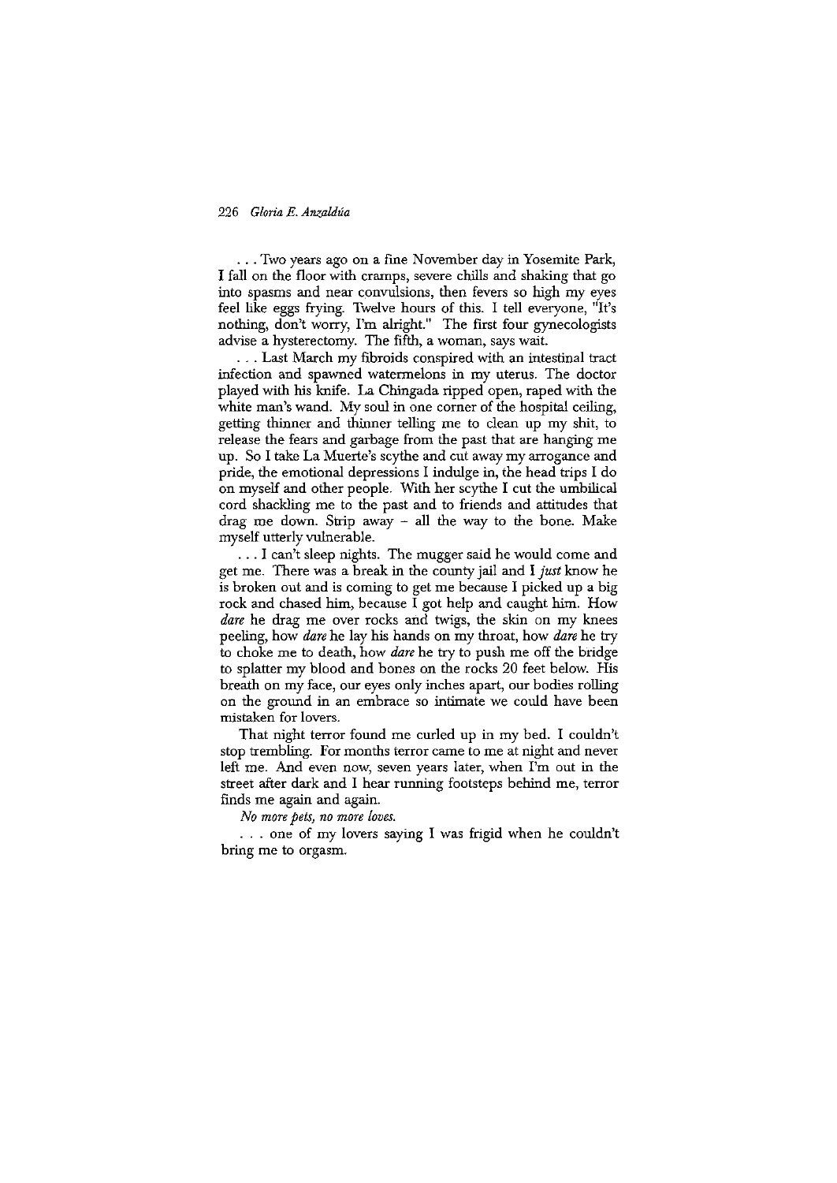. . . Two years ago on a fine November day in Yosemite Park, I fall on the floor with cramps, severe chills and shaking that go into spasms and near convulsions, then fevers so high my eyes feel like eggs frying. Twelve hours of this. I tell everyone, "It's nothing, don't worry, I'm alright." The first four gynecologists advise a hysterectomy. The fifth, a woman, says wait.

. . . Last March my fibroids conspired with an intestinal tract infection and spawned watermelons in my uterus. The doctor played with his knife. La Chingada ripped open, raped with the white man's wand. My soul in one corner of the hospital ceiling, getting thinner and thinner telling me to clean up my shit, to release the fears and garbage from the past that are hanging me up. So I take La Muerte's scythe and cut away my arrogance and pride, the emotional depressions I indulge in, the head trips I do on myself and other people. With her scythe I cut the umbilical cord shackling me to the past and to friends and attitudes that drag me down. Strip away – all the way to the bone. Make myself utterly vulnerable.

. . . I can't sleep nights. The mugger said he would come and get me. There was a break in the county jail and I *just* know he is broken out and is coming to get me because I picked up a big rock and chased him, because I got help and caught him. How *dare* he drag me over rocks and twigs, the skin on my knees peeling, how *dare* he lay his hands on my throat, how *dare* he try to choke me to death, how *dare* he try to push me off the bridge to splatter my blood and bones on the rocks 20 feet below. His breath on my face, our eyes only inches apart, our bodies rolling on the ground in an embrace so intimate we could have been mistaken for lovers.

That night terror found me curled up in my bed. I couldn't stop trembling. For months terror came to me at night and never left me. And even now, seven years later, when I'm out in the street after dark and I hear running footsteps behind me, terror finds me again and again.

*No more pets, no more loves.*

. . . one of my lovers saying I was frigid when he couldn't bring me to orgasm.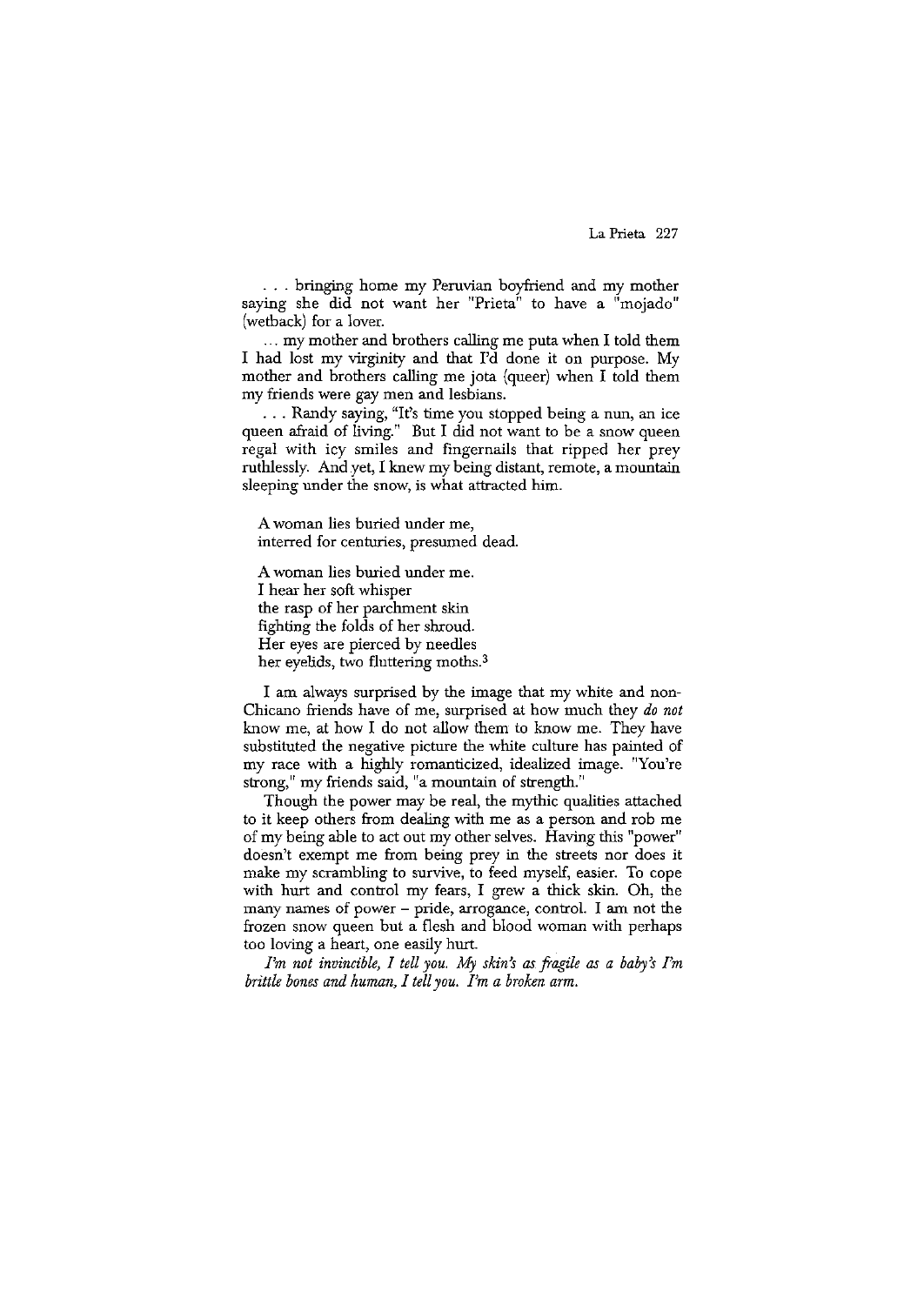. . . bringing home my Peruvian boyfriend and my mother saying she did not want her "Prieta" to have a "mojado" (wetback) for a lover.

... my mother and brothers calling me puta when I told them I had lost my virginity and that I'd done it on purpose. My mother and brothers calling me jota (queer) when I told them my friends were gay men and lesbians.

. . . Randy saying, "It's time you stopped being a nun, an ice queen afraid of living." But I did not want to be a snow queen regal with icy smiles and fingernails that ripped her prey ruthlessly. And yet, I knew my being distant, remote, a mountain sleeping under the snow, is what attracted him.

A woman lies buried under me,  
interred for centuries, presumed dead.

A woman lies buried under me.  
I hear her soft whisper  
the rasp of her parchment skin  
fighting the folds of her shroud.  
Her eyes are pierced by needles  
her eyelids, two fluttering moths.[3]

I am always surprised by the image that my white and non-Chicano friends have of me, surprised at how much they *do not* know me, at how I do not allow them to know me. They have substituted the negative picture the white culture has painted of my race with a highly romanticized, idealized image. "You're strong," my friends said, "a mountain of strength."

Though the power may be real, the mythic qualities attached to it keep others from dealing with me as a person and rob me of my being able to act out my other selves. Having this "power" doesn't exempt me from being prey in the streets nor does it make my scrambling to survive, to feed myself, easier. To cope with hurt and control my fears, I grew a thick skin. Oh, the many names of power – pride, arrogance, control. I am not the frozen snow queen but a flesh and blood woman with perhaps too loving a heart, one easily hurt.

*I'm not invincible, I tell you. My skin's as fragile as a baby's I'm brittle bones and human, I tell you. I'm a broken arm.*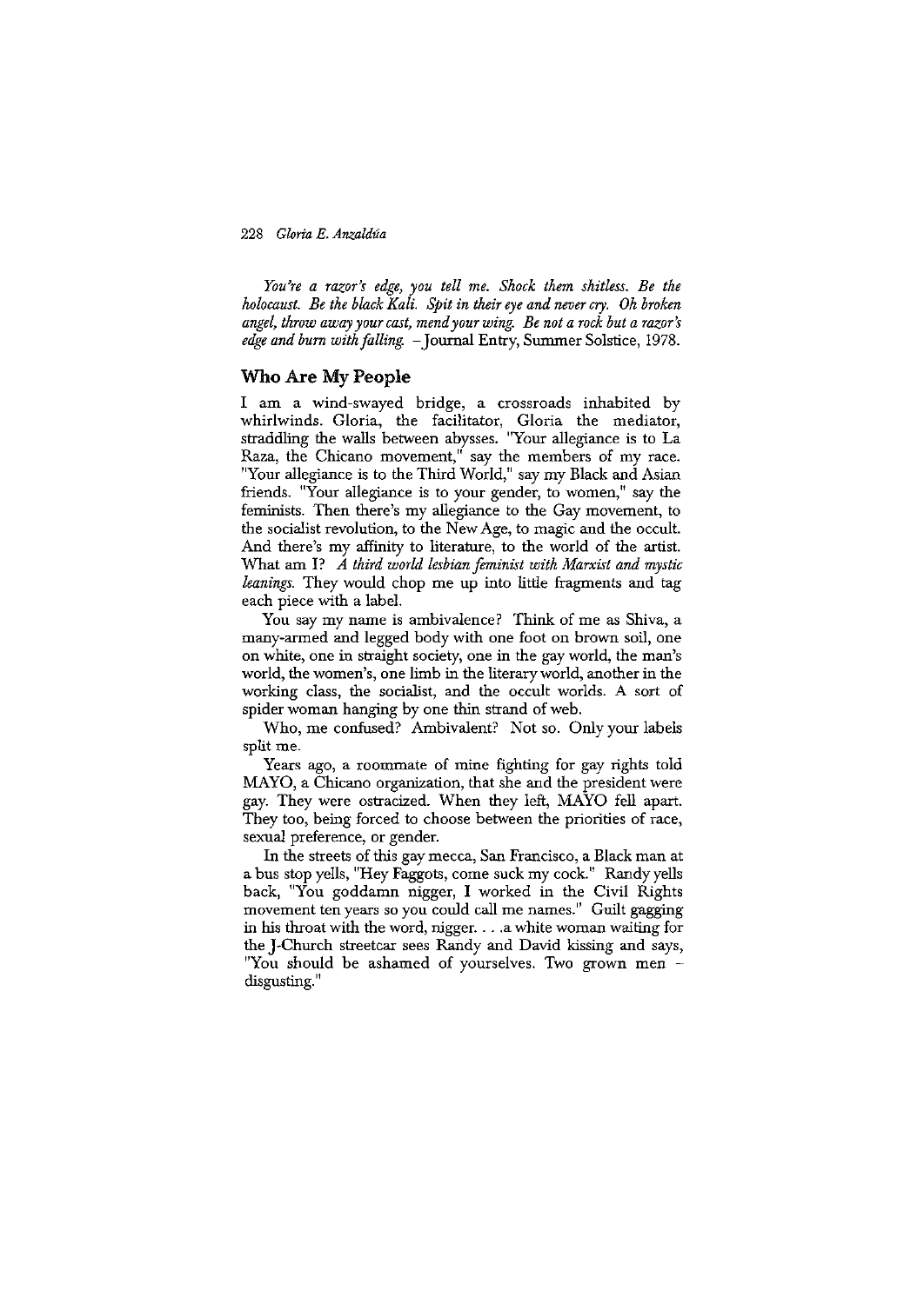*You're a razor's edge, you tell me. Shock them shitless. Be the holocaust. Be the black Kali. Spit in their eye and never cry. Oh broken angel, throw away your cast, mend your wing. Be not a rock but a razor's edge and burn with falling.* –Journal Entry, Summer Solstice, 1978.

## Who Are My People

I am a wind-swayed bridge, a crossroads inhabited by whirlwinds. Gloria, the facilitator, Gloria the mediator, straddling the walls between abysses. "Your allegiance is to La Raza, the Chicano movement," say the members of my race. "Your allegiance is to the Third World," say my Black and Asian friends. "Your allegiance is to your gender, to women," say the feminists. Then there's my allegiance to the Gay movement, to the socialist revolution, to the New Age, to magic and the occult. And there's my affinity to literature, to the world of the artist. What am I? *A third world lesbian feminist with Marxist and mystic leanings.* They would chop me up into little fragments and tag each piece with a label.

You say my name is ambivalence? Think of me as Shiva, a many-armed and legged body with one foot on brown soil, one on white, one in straight society, one in the gay world, the man's world, the women's, one limb in the literary world, another in the working class, the socialist, and the occult worlds. A sort of spider woman hanging by one thin strand of web.

Who, me confused? Ambivalent? Not so. Only your labels split me.

Years ago, a roommate of mine fighting for gay rights told MAYO, a Chicano organization, that she and the president were gay. They were ostracized. When they left, MAYO fell apart. They too, being forced to choose between the priorities of race, sexual preference, or gender.

In the streets of this gay mecca, San Francisco, a Black man at a bus stop yells, "Hey Faggots, come suck my cock." Randy yells back, "You goddamn nigger, I worked in the Civil Rights movement ten years so you could call me names." Guilt gagging in his throat with the word, nigger. . . .a white woman waiting for the J-Church streetcar sees Randy and David kissing and says, "You should be ashamed of yourselves. Two grown men – disgusting."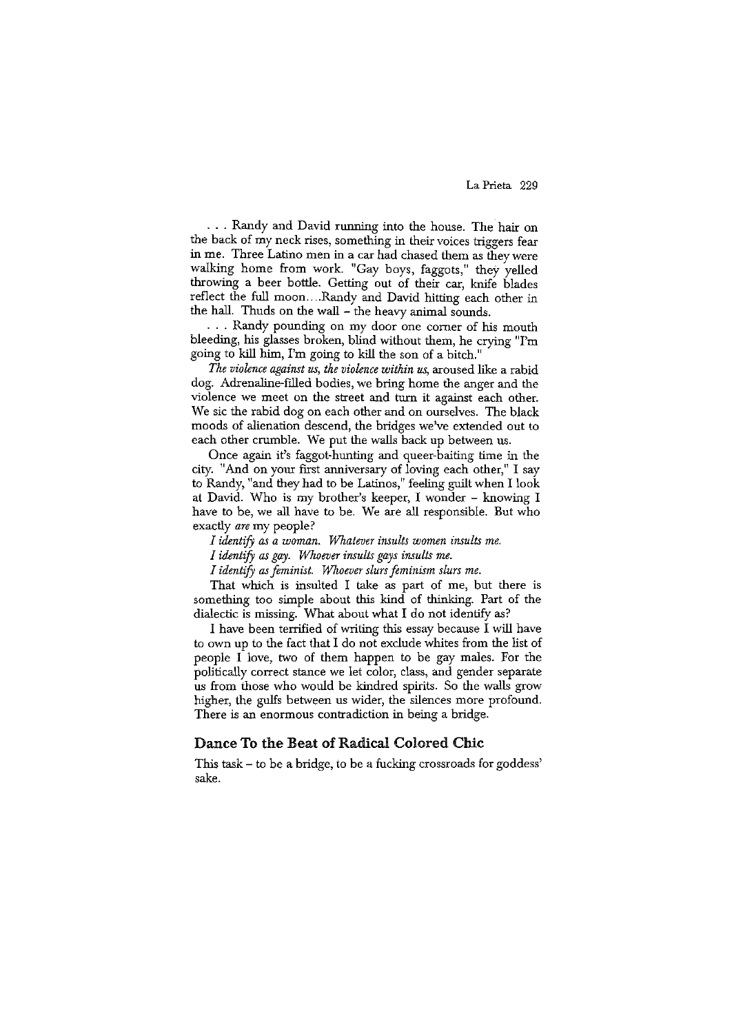. . . Randy and David running into the house. The hair on the back of my neck rises, something in their voices triggers fear in me. Three Latino men in a car had chased them as they were walking home from work. "Gay boys, faggots," they yelled throwing a beer bottle. Getting out of their car, knife blades reflect the full moon....Randy and David hitting each other in the hall. Thuds on the wall – the heavy animal sounds.

. . . Randy pounding on my door one corner of his mouth bleeding, his glasses broken, blind without them, he crying "I'm going to kill him, I'm going to kill the son of a bitch."

*The violence against us, the violence within us,* aroused like a rabid dog. Adrenaline-filled bodies, we bring home the anger and the violence we meet on the street and turn it against each other. We sic the rabid dog on each other and on ourselves. The black moods of alienation descend, the bridges we've extended out to each other crumble. We put the walls back up between us.

Once again it's faggot-hunting and queer-baiting time in the city. "And on your first anniversary of loving each other," I say to Randy, "and they had to be Latinos," feeling guilt when I look at David. Who is my brother's keeper, I wonder – knowing I have to be, we all have to be. We are all responsible. But who exactly *are* my people?

*I identify as a woman. Whatever insults women insults me.*

*I identify as gay. Whoever insults gays insults me.*

*I identify as feminist. Whoever slurs feminism slurs me.*

That which is insulted I take as part of me, but there is something too simple about this kind of thinking. Part of the dialectic is missing. What about what I do not identify as?

I have been terrified of writing this essay because I will have to own up to the fact that I do not exclude whites from the list of people I love, two of them happen to be gay males. For the politically correct stance we let color, class, and gender separate us from those who would be kindred spirits. So the walls grow higher, the gulfs between us wider, the silences more profound. There is an enormous contradiction in being a bridge.

## Dance To the Beat of Radical Colored Chic

This task – to be a bridge, to be a fucking crossroads for goddess' sake.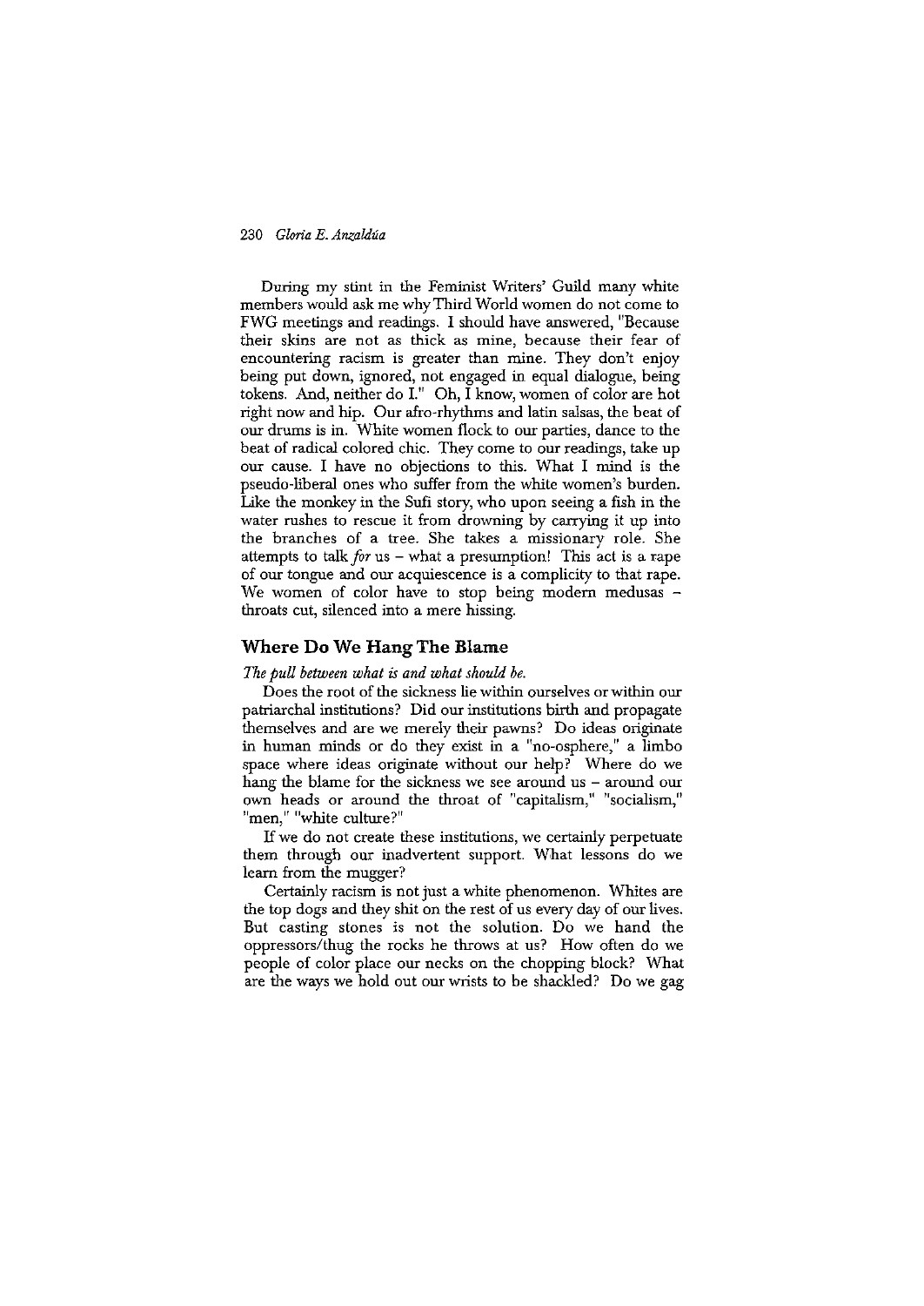During my stint in the Feminist Writers' Guild many white members would ask me why Third World women do not come to FWG meetings and readings. I should have answered, "Because their skins are not as thick as mine, because their fear of encountering racism is greater than mine. They don't enjoy being put down, ignored, not engaged in equal dialogue, being tokens. And, neither do I." Oh, I know, women of color are hot right now and hip. Our afro-rhythms and latin salsas, the beat of our drums is in. White women flock to our parties, dance to the beat of radical colored chic. They come to our readings, take up our cause. I have no objections to this. What I mind is the pseudo-liberal ones who suffer from the white women's burden. Like the monkey in the Sufi story, who upon seeing a fish in the water rushes to rescue it from drowning by carrying it up into the branches of a tree. She takes a missionary role. She attempts to talk *for* us – what a presumption! This act is a rape of our tongue and our acquiescence is a complicity to that rape. We women of color have to stop being modern medusas – throats cut, silenced into a mere hissing.

## Where Do We Hang The Blame

*The pull between what is and what should be.*

Does the root of the sickness lie within ourselves or within our patriarchal institutions? Did our institutions birth and propagate themselves and are we merely their pawns? Do ideas originate in human minds or do they exist in a "no-osphere," a limbo space where ideas originate without our help? Where do we hang the blame for the sickness we see around us – around our own heads or around the throat of "capitalism," "socialism," "men," "white culture?"

If we do not create these institutions, we certainly perpetuate them through our inadvertent support. What lessons do we learn from the mugger?

Certainly racism is not just a white phenomenon. Whites are the top dogs and they shit on the rest of us every day of our lives. But casting stones is not the solution. Do we hand the oppressors/thug the rocks he throws at us? How often do we people of color place our necks on the chopping block? What are the ways we hold out our wrists to be shackled? Do we gag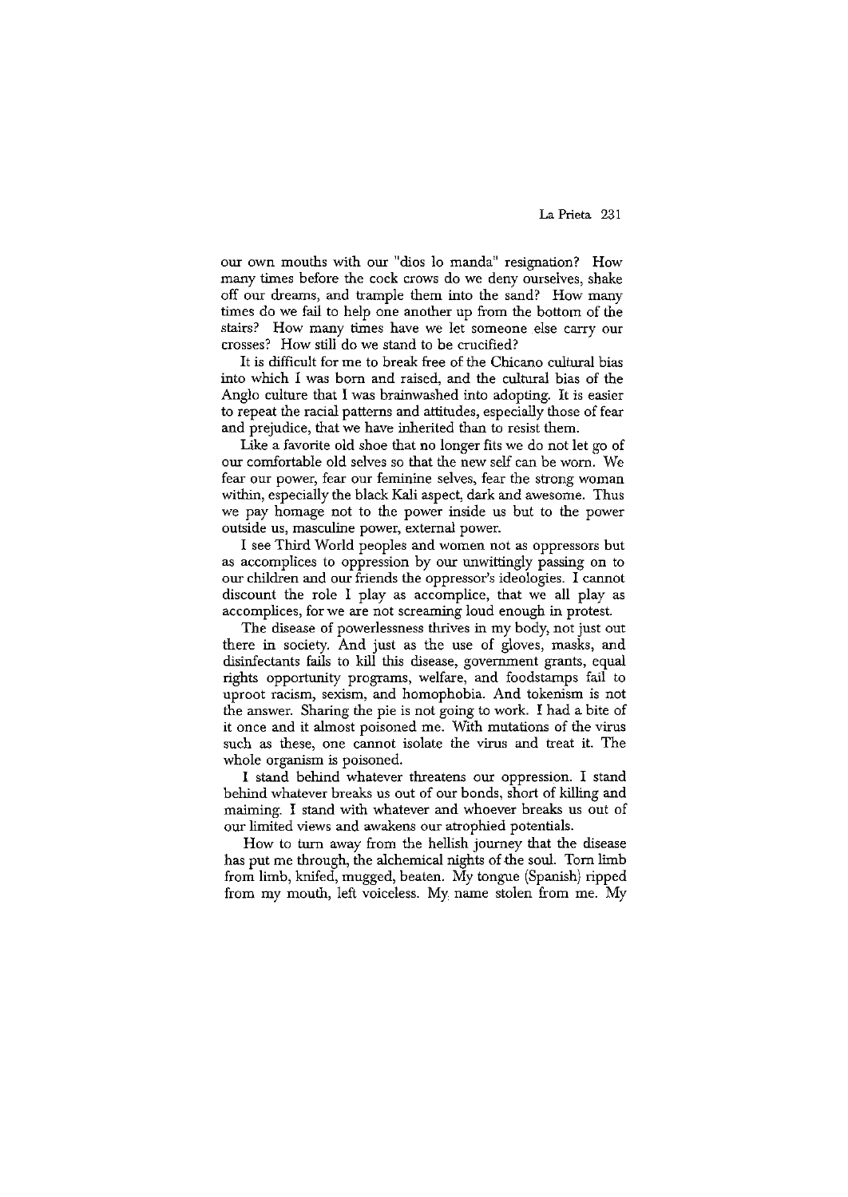our own mouths with our "dios lo manda" resignation? How many times before the cock crows do we deny ourselves, shake off our dreams, and trample them into the sand? How many times do we fail to help one another up from the bottom of the stairs? How many times have we let someone else carry our crosses? How still do we stand to be crucified?

It is difficult for me to break free of the Chicano cultural bias into which I was born and raised, and the cultural bias of the Anglo culture that I was brainwashed into adopting. It is easier to repeat the racial patterns and attitudes, especially those of fear and prejudice, that we have inherited than to resist them.

Like a favorite old shoe that no longer fits we do not let go of our comfortable old selves so that the new self can be worn. We fear our power, fear our feminine selves, fear the strong woman within, especially the black Kali aspect, dark and awesome. Thus we pay homage not to the power inside us but to the power outside us, masculine power, external power.

I see Third World peoples and women not as oppressors but as accomplices to oppression by our unwittingly passing on to our children and our friends the oppressor's ideologies. I cannot discount the role I play as accomplice, that we all play as accomplices, for we are not screaming loud enough in protest.

The disease of powerlessness thrives in my body, not just out there in society. And just as the use of gloves, masks, and disinfectants fails to kill this disease, government grants, equal rights opportunity programs, welfare, and foodstamps fail to uproot racism, sexism, and homophobia. And tokenism is not the answer. Sharing the pie is not going to work. I had a bite of it once and it almost poisoned me. With mutations of the virus such as these, one cannot isolate the virus and treat it. The whole organism is poisoned.

I stand behind whatever threatens our oppression. I stand behind whatever breaks us out of our bonds, short of killing and maiming. I stand with whatever and whoever breaks us out of our limited views and awakens our atrophied potentials.

How to turn away from the hellish journey that the disease has put me through, the alchemical nights of the soul. Torn limb from limb, knifed, mugged, beaten. My tongue (Spanish) ripped from my mouth, left voiceless. My name stolen from me. My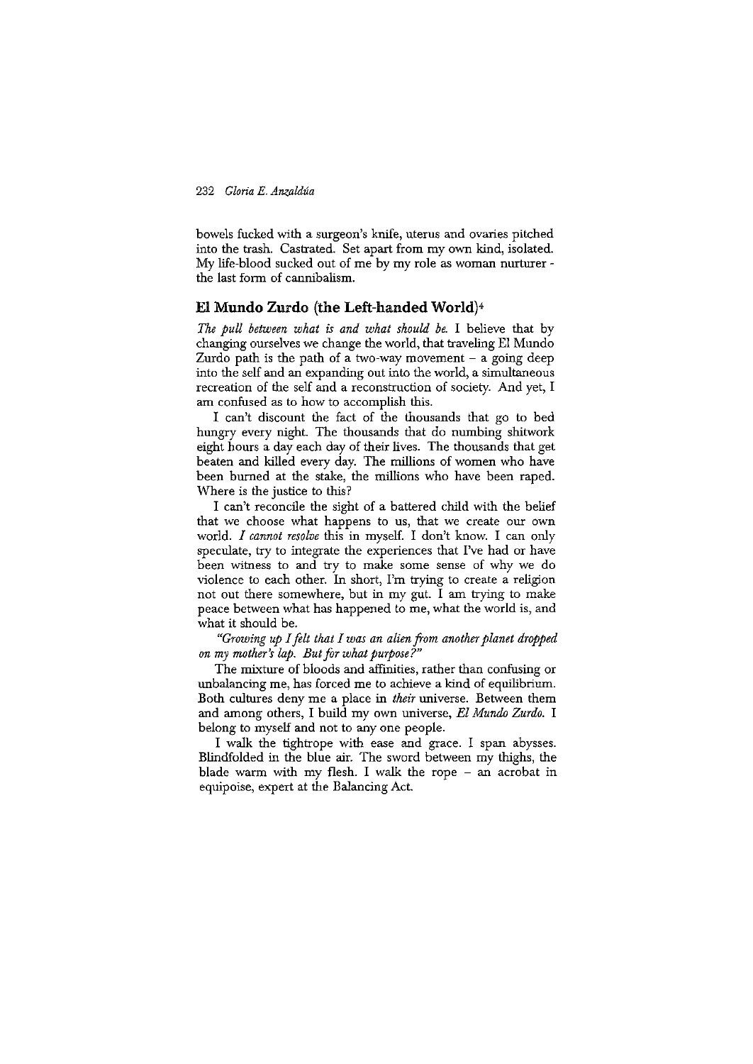bowels fucked with a surgeon's knife, uterus and ovaries pitched into the trash. Castrated. Set apart from my own kind, isolated. My life-blood sucked out of me by my role as woman nurturer - the last form of cannibalism.

## El Mundo Zurdo (the Left-handed World)[4]

*The pull between what is and what should be.* I believe that by changing ourselves we change the world, that traveling El Mundo Zurdo path is the path of a two-way movement – a going deep into the self and an expanding out into the world, a simultaneous recreation of the self and a reconstruction of society. And yet, I am confused as to how to accomplish this.

I can't discount the fact of the thousands that go to bed hungry every night. The thousands that do numbing shitwork eight hours a day each day of their lives. The thousands that get beaten and killed every day. The millions of women who have been burned at the stake, the millions who have been raped. Where is the justice to this?

I can't reconcile the sight of a battered child with the belief that we choose what happens to us, that we create our own world. *I cannot resolve* this in myself. I don't know. I can only speculate, try to integrate the experiences that I've had or have been witness to and try to make some sense of why we do violence to each other. In short, I'm trying to create a religion not out there somewhere, but in my gut. I am trying to make peace between what has happened to me, what the world is, and what it should be.

*"Growing up I felt that I was an alien from another planet dropped on my mother's lap. But for what purpose?"*

The mixture of bloods and affinities, rather than confusing or unbalancing me, has forced me to achieve a kind of equilibrium. Both cultures deny me a place in *their* universe. Between them and among others, I build my own universe, *El Mundo Zurdo.* I belong to myself and not to any one people.

I walk the tightrope with ease and grace. I span abysses. Blindfolded in the blue air. The sword between my thighs, the blade warm with my flesh. I walk the rope – an acrobat in equipoise, expert at the Balancing Act.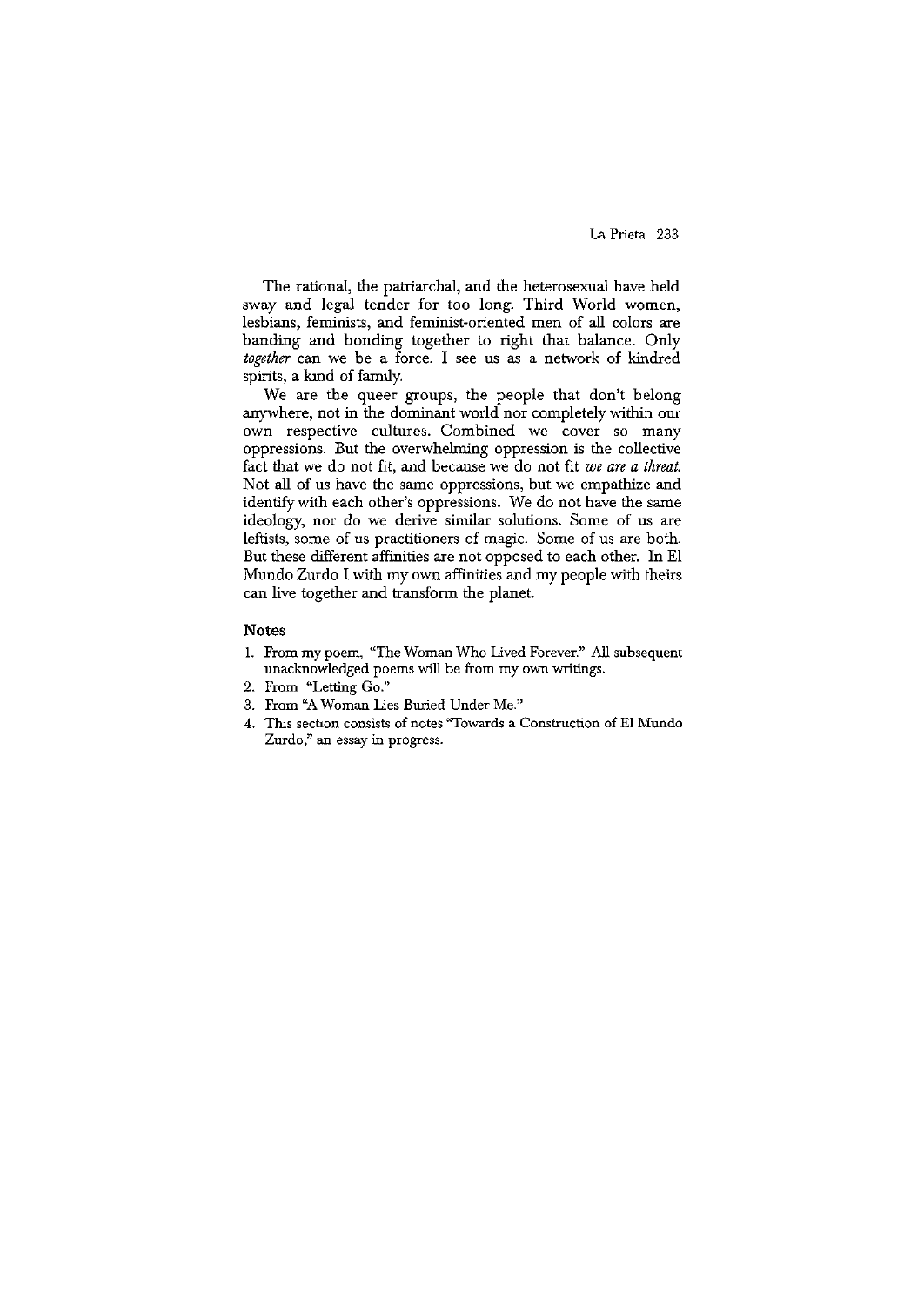The rational, the patriarchal, and the heterosexual have held sway and legal tender for too long. Third World women, lesbians, feminists, and feminist-oriented men of all colors are banding and bonding together to right that balance. Only *together* can we be a force. I see us as a network of kindred spirits, a kind of family.

We are the queer groups, the people that don't belong anywhere, not in the dominant world nor completely within our own respective cultures. Combined we cover so many oppressions. But the overwhelming oppression is the collective fact that we do not fit, and because we do not fit *we are a threat.* Not all of us have the same oppressions, but we empathize and identify with each other's oppressions. We do not have the same ideology, nor do we derive similar solutions. Some of us are leftists, some of us practitioners of magic. Some of us are both. But these different affinities are not opposed to each other. In El Mundo Zurdo I with my own affinities and my people with theirs can live together and transform the planet.

### Notes

1. From my poem, "The Woman Who Lived Forever." All subsequent unacknowledged poems will be from my own writings.
2. From "Letting Go."
3. From "A Woman Lies Buried Under Me."
4. This section consists of notes "Towards a Construction of El Mundo Zurdo," an essay in progress.